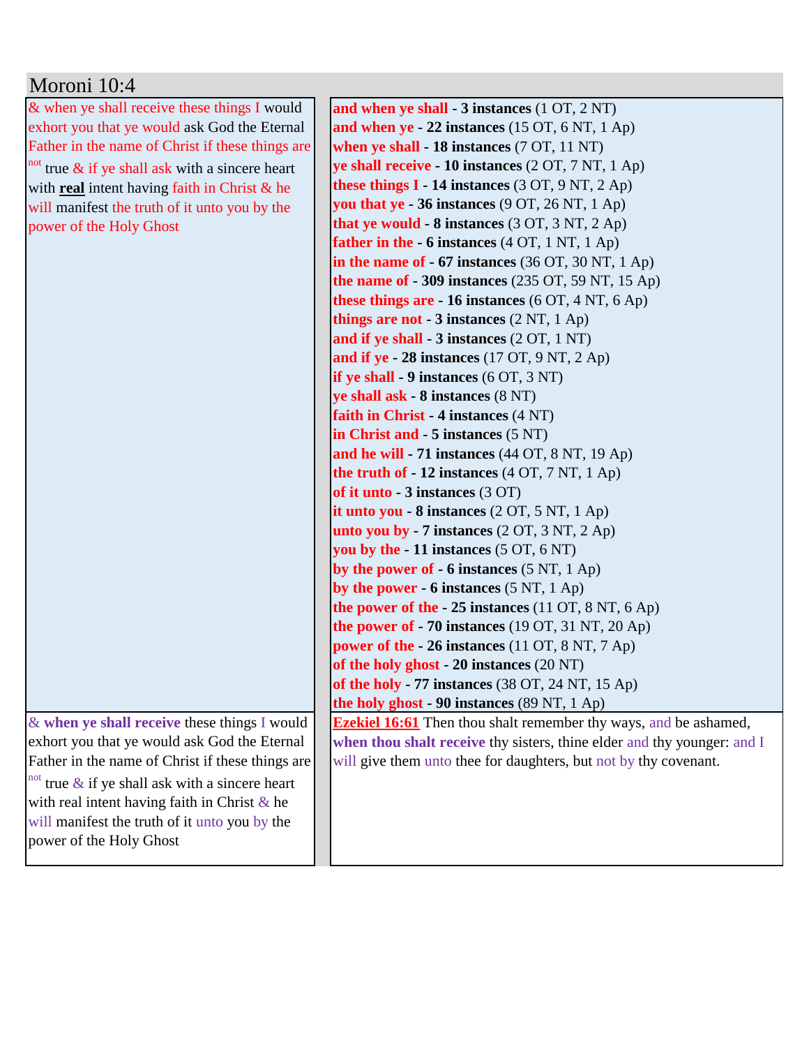# Moroni 10:4

| & when ye shall receive these things I would exhort you that ye would ask God the Eternal Father in the name of Christ if these things are [not] true & if ye shall ask with a sincere heart with **real** intent having faith in Christ & he will manifest the truth of it unto you by the power of the Holy Ghost | **and when ye shall - 3 instances** (1 OT, 2 NT)<br>**and when ye - 22 instances** (15 OT, 6 NT, 1 Ap)<br>**when ye shall - 18 instances** (7 OT, 11 NT)<br>**ye shall receive - 10 instances** (2 OT, 7 NT, 1 Ap)<br>**these things I - 14 instances** (3 OT, 9 NT, 2 Ap)<br>**you that ye - 36 instances** (9 OT, 26 NT, 1 Ap)<br>**that ye would - 8 instances** (3 OT, 3 NT, 2 Ap)<br>**father in the - 6 instances** (4 OT, 1 NT, 1 Ap)<br>**in the name of - 67 instances** (36 OT, 30 NT, 1 Ap)<br>**the name of - 309 instances** (235 OT, 59 NT, 15 Ap)<br>**these things are - 16 instances** (6 OT, 4 NT, 6 Ap)<br>**things are not - 3 instances** (2 NT, 1 Ap)<br>**and if ye shall - 3 instances** (2 OT, 1 NT)<br>**and if ye - 28 instances** (17 OT, 9 NT, 2 Ap)<br>**if ye shall - 9 instances** (6 OT, 3 NT)<br>**ye shall ask - 8 instances** (8 NT)<br>**faith in Christ - 4 instances** (4 NT)<br>**in Christ and - 5 instances** (5 NT)<br>**and he will - 71 instances** (44 OT, 8 NT, 19 Ap)<br>**the truth of - 12 instances** (4 OT, 7 NT, 1 Ap)<br>**of it unto - 3 instances** (3 OT)<br>**it unto you - 8 instances** (2 OT, 5 NT, 1 Ap)<br>**unto you by - 7 instances** (2 OT, 3 NT, 2 Ap)<br>**you by the - 11 instances** (5 OT, 6 NT)<br>**by the power of - 6 instances** (5 NT, 1 Ap)<br>**by the power - 6 instances** (5 NT, 1 Ap)<br>**the power of the - 25 instances** (11 OT, 8 NT, 6 Ap)<br>**the power of - 70 instances** (19 OT, 31 NT, 20 Ap)<br>**power of the - 26 instances** (11 OT, 8 NT, 7 Ap)<br>**of the holy ghost - 20 instances** (20 NT)<br>**of the holy - 77 instances** (38 OT, 24 NT, 15 Ap)<br>**the holy ghost - 90 instances** (89 NT, 1 Ap) |
|---|---|
| & **when ye shall receive** these things I would exhort you that ye would ask God the Eternal Father in the name of Christ if these things are [not] true & if ye shall ask with a sincere heart with real intent having faith in Christ & he will manifest the truth of it unto you by the power of the Holy Ghost | **Ezekiel 16:61** Then thou shalt remember thy ways, and be ashamed, **when thou shalt receive** thy sisters, thine elder and thy younger: and I will give them unto thee for daughters, but not by thy covenant. |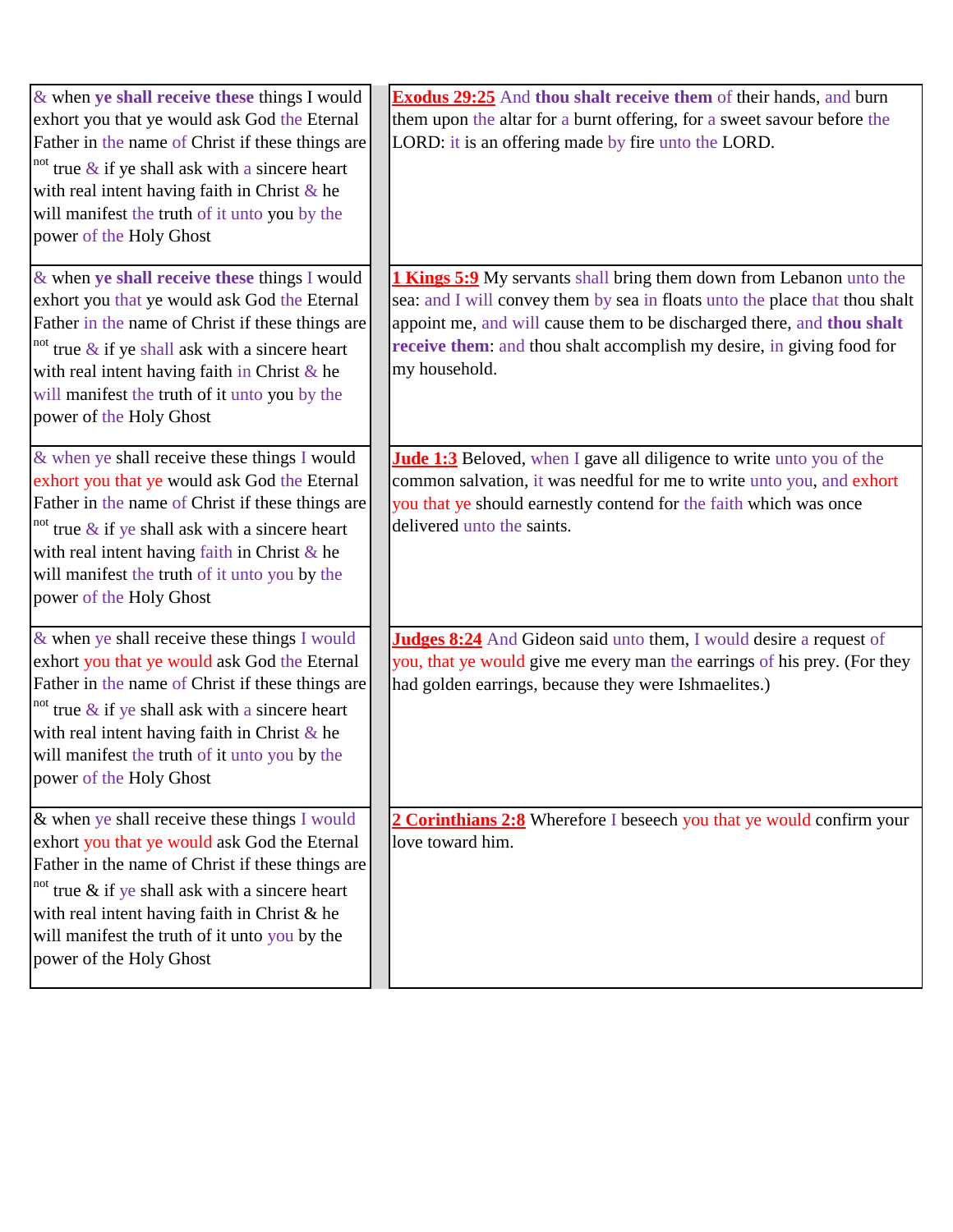| | |
|---|---|
| & when **ye shall receive these** things I would exhort you that ye would ask God the Eternal Father in the name of Christ if these things are [not] true & if ye shall ask with a sincere heart with real intent having faith in Christ & he will manifest the truth of it unto you by the power of the Holy Ghost | **Exodus 29:25** And **thou shalt receive them** of their hands, and burn them upon the altar for a burnt offering, for a sweet savour before the LORD: it is an offering made by fire unto the LORD. |
| & when **ye shall receive these** things I would exhort you that ye would ask God the Eternal Father in the name of Christ if these things are [not] true & if ye shall ask with a sincere heart with real intent having faith in Christ & he will manifest the truth of it unto you by the power of the Holy Ghost | **1 Kings 5:9** My servants shall bring them down from Lebanon unto the sea: and I will convey them by sea in floats unto the place that thou shalt appoint me, and will cause them to be discharged there, and **thou shalt receive them**: and thou shalt accomplish my desire, in giving food for my household. |
| & when ye shall receive these things I would exhort you that ye would ask God the Eternal Father in the name of Christ if these things are [not] true & if ye shall ask with a sincere heart with real intent having faith in Christ & he will manifest the truth of it unto you by the power of the Holy Ghost | **Jude 1:3** Beloved, when I gave all diligence to write unto you of the common salvation, it was needful for me to write unto you, and exhort you that ye should earnestly contend for the faith which was once delivered unto the saints. |
| & when ye shall receive these things I would exhort you that ye would ask God the Eternal Father in the name of Christ if these things are [not] true & if ye shall ask with a sincere heart with real intent having faith in Christ & he will manifest the truth of it unto you by the power of the Holy Ghost | **Judges 8:24** And Gideon said unto them, I would desire a request of you, that ye would give me every man the earrings of his prey. (For they had golden earrings, because they were Ishmaelites.) |
| & when ye shall receive these things I would exhort you that ye would ask God the Eternal Father in the name of Christ if these things are [not] true & if ye shall ask with a sincere heart with real intent having faith in Christ & he will manifest the truth of it unto you by the power of the Holy Ghost | **2 Corinthians 2:8** Wherefore I beseech you that ye would confirm your love toward him. |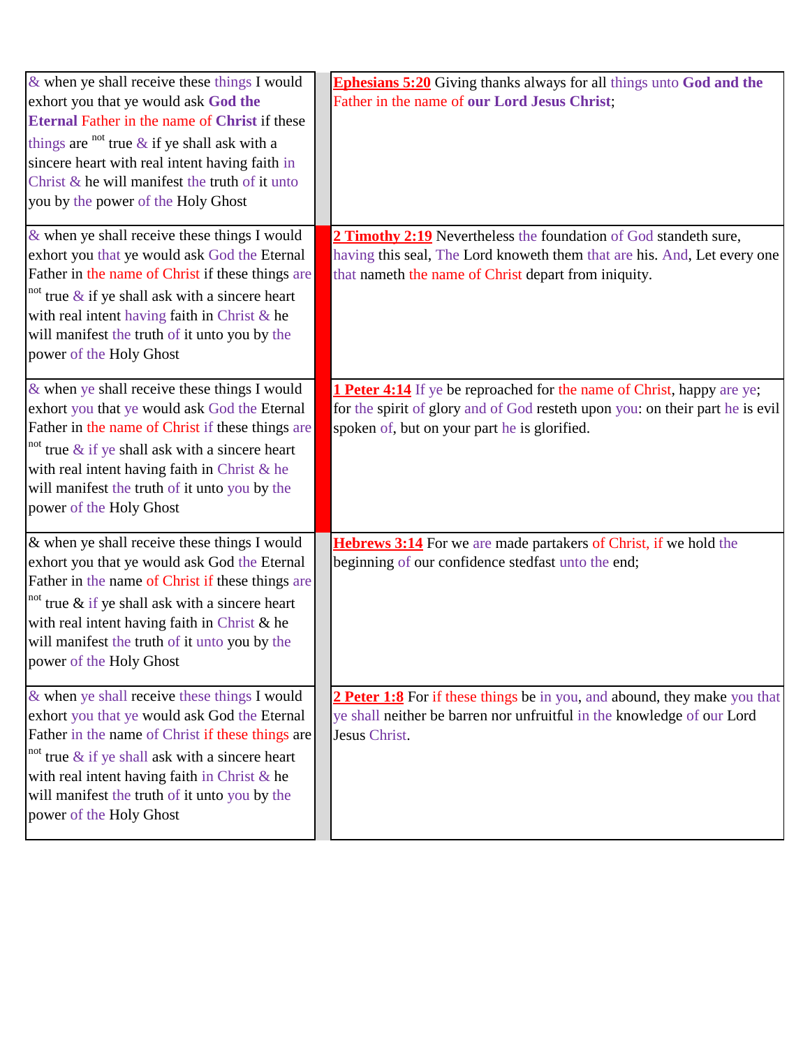| | | |
|---|---|---|
| & when ye shall receive these things I would exhort you that ye would ask **God the Eternal** Father in the name of **Christ** if these things are not true & if ye shall ask with a sincere heart with real intent having faith in Christ & he will manifest the truth of it unto you by the power of the Holy Ghost | | **Ephesians 5:20** Giving thanks always for all things unto **God and the** Father in the name of **our Lord Jesus Christ**; |
| & when ye shall receive these things I would exhort you that ye would ask God the Eternal Father in the name of Christ if these things are not true & if ye shall ask with a sincere heart with real intent having faith in Christ & he will manifest the truth of it unto you by the power of the Holy Ghost | | **2 Timothy 2:19** Nevertheless the foundation of God standeth sure, having this seal, The Lord knoweth them that are his. And, Let every one that nameth the name of Christ depart from iniquity. |
| & when ye shall receive these things I would exhort you that ye would ask God the Eternal Father in the name of Christ if these things are not true & if ye shall ask with a sincere heart with real intent having faith in Christ & he will manifest the truth of it unto you by the power of the Holy Ghost | | **1 Peter 4:14** If ye be reproached for the name of Christ, happy are ye; for the spirit of glory and of God resteth upon you: on their part he is evil spoken of, but on your part he is glorified. |
| & when ye shall receive these things I would exhort you that ye would ask God the Eternal Father in the name of Christ if these things are not true & if ye shall ask with a sincere heart with real intent having faith in Christ & he will manifest the truth of it unto you by the power of the Holy Ghost | | **Hebrews 3:14** For we are made partakers of Christ, if we hold the beginning of our confidence stedfast unto the end; |
| & when ye shall receive these things I would exhort you that ye would ask God the Eternal Father in the name of Christ if these things are not true & if ye shall ask with a sincere heart with real intent having faith in Christ & he will manifest the truth of it unto you by the power of the Holy Ghost | | **2 Peter 1:8** For if these things be in you, and abound, they make you that ye shall neither be barren nor unfruitful in the knowledge of our Lord Jesus Christ. |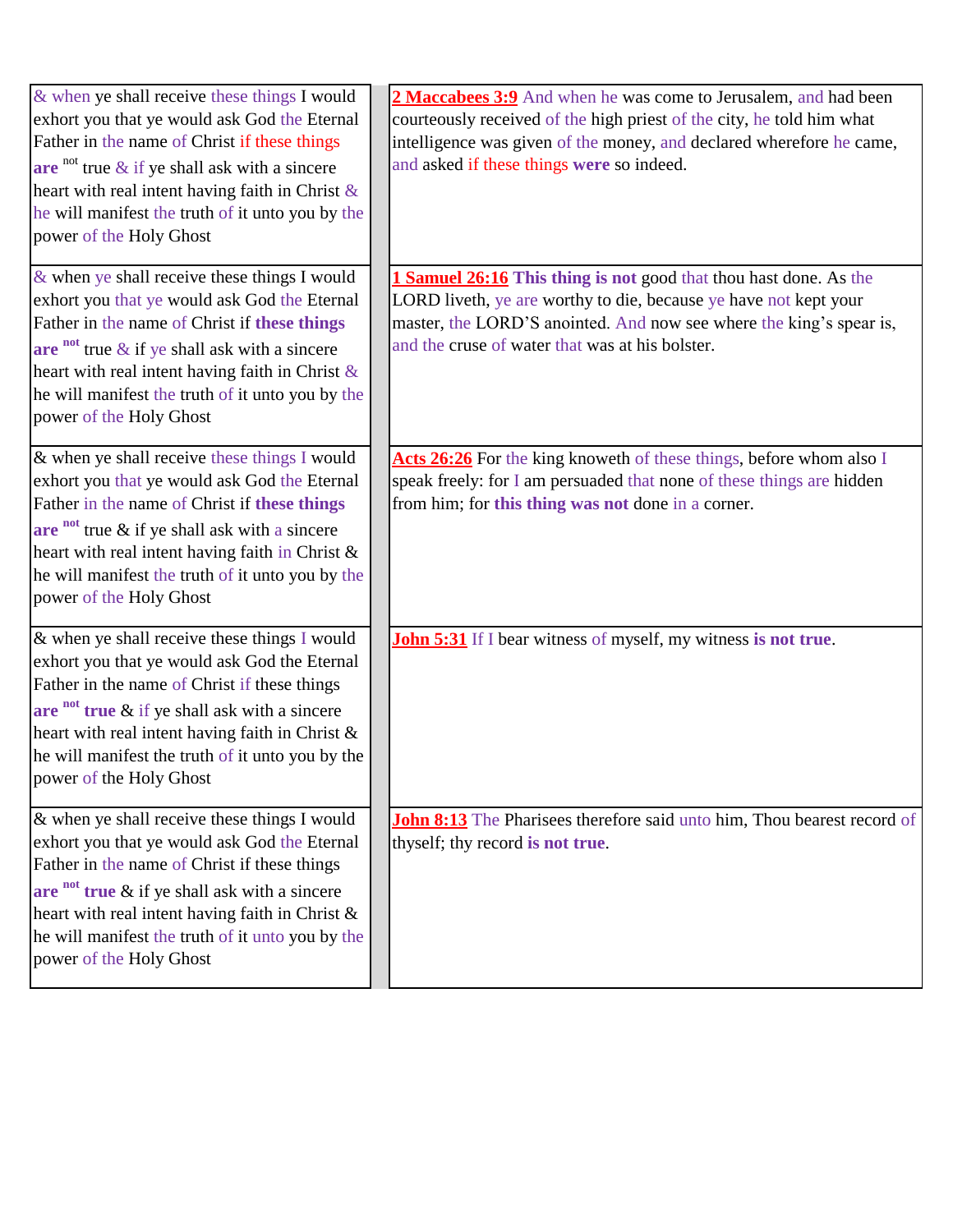| | |
|---|---|
| & when ye shall receive these things I would exhort you that ye would ask God the Eternal Father in the name of Christ if these things **are** not true & if ye shall ask with a sincere heart with real intent having faith in Christ & he will manifest the truth of it unto you by the power of the Holy Ghost | **2 Maccabees 3:9** And when he was come to Jerusalem, and had been courteously received of the high priest of the city, he told him what intelligence was given of the money, and declared wherefore he came, and asked if these things **were** so indeed. |
| & when ye shall receive these things I would exhort you that ye would ask God the Eternal Father in the name of Christ if **these things are** not true & if ye shall ask with a sincere heart with real intent having faith in Christ & he will manifest the truth of it unto you by the power of the Holy Ghost | **1 Samuel 26:16** **This thing is not** good that thou hast done. As the LORD liveth, ye are worthy to die, because ye have not kept your master, the LORD'S anointed. And now see where the king's spear is, and the cruse of water that was at his bolster. |
| & when ye shall receive these things I would exhort you that ye would ask God the Eternal Father in the name of Christ if **these things are** not true & if ye shall ask with a sincere heart with real intent having faith in Christ & he will manifest the truth of it unto you by the power of the Holy Ghost | **Acts 26:26** For the king knoweth of these things, before whom also I speak freely: for I am persuaded that none of these things are hidden from him; for **this thing was not** done in a corner. |
| & when ye shall receive these things I would exhort you that ye would ask God the Eternal Father in the name of Christ if these things **are** not **true** & if ye shall ask with a sincere heart with real intent having faith in Christ & he will manifest the truth of it unto you by the power of the Holy Ghost | **John 5:31** If I bear witness of myself, my witness **is not true**. |
| & when ye shall receive these things I would exhort you that ye would ask God the Eternal Father in the name of Christ if these things **are** not **true** & if ye shall ask with a sincere heart with real intent having faith in Christ & he will manifest the truth of it unto you by the power of the Holy Ghost | **John 8:13** The Pharisees therefore said unto him, Thou bearest record of thyself; thy record **is not true**. |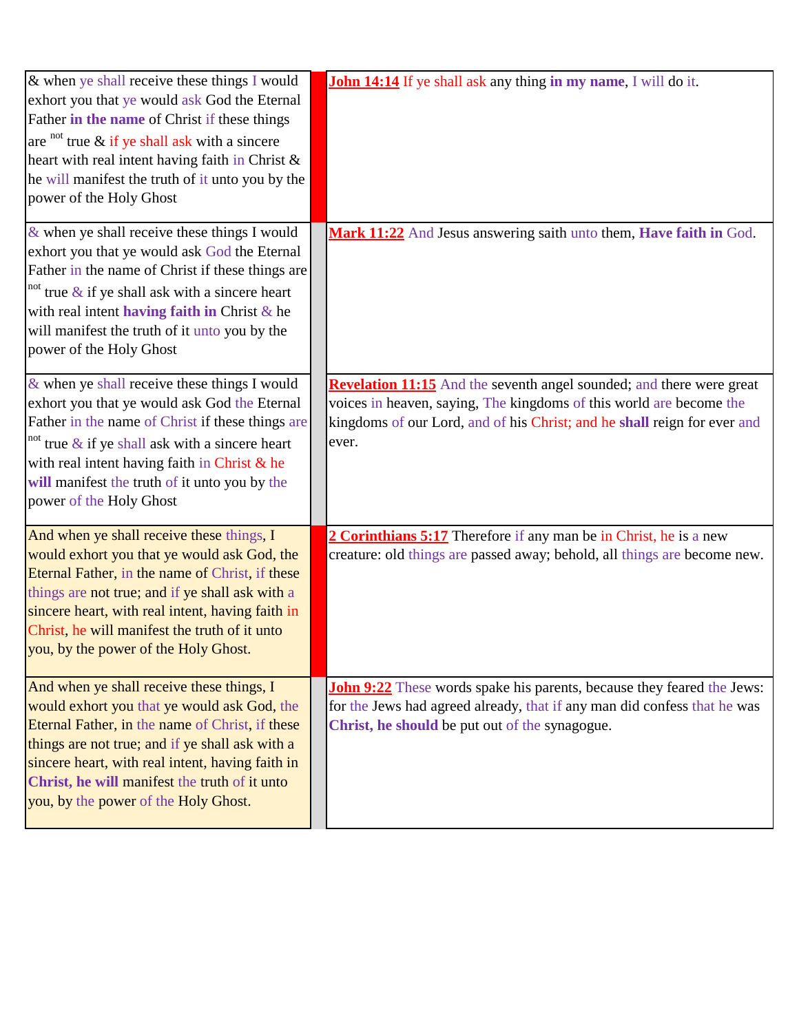| | | |
|---|---|---|
| & when ye shall receive these things I would exhort you that ye would ask God the Eternal Father **in the name** of Christ if these things are [not] true & if ye shall ask with a sincere heart with real intent having faith in Christ & he will manifest the truth of it unto you by the power of the Holy Ghost | | **John 14:14** If ye shall ask any thing **in my name**, I will do it. |
| & when ye shall receive these things I would exhort you that ye would ask God the Eternal Father in the name of Christ if these things are [not] true & if ye shall ask with a sincere heart with real intent **having faith in** Christ & he will manifest the truth of it unto you by the power of the Holy Ghost | | **Mark 11:22** And Jesus answering saith unto them, **Have faith in** God. |
| & when ye shall receive these things I would exhort you that ye would ask God the Eternal Father in the name of Christ if these things are [not] true & if ye shall ask with a sincere heart with real intent having faith in Christ & he **will** manifest the truth of it unto you by the power of the Holy Ghost | | **Revelation 11:15** And the seventh angel sounded; and there were great voices in heaven, saying, The kingdoms of this world are become the kingdoms of our Lord, and of his Christ; and he **shall** reign for ever and ever. |
| And when ye shall receive these things, I would exhort you that ye would ask God, the Eternal Father, in the name of Christ, if these things are not true; and if ye shall ask with a sincere heart, with real intent, having faith in Christ, he will manifest the truth of it unto you, by the power of the Holy Ghost. | | **2 Corinthians 5:17** Therefore if any man be in Christ, he is a new creature: old things are passed away; behold, all things are become new. |
| And when ye shall receive these things, I would exhort you that ye would ask God, the Eternal Father, in the name of Christ, if these things are not true; and if ye shall ask with a sincere heart, with real intent, having faith in **Christ, he will** manifest the truth of it unto you, by the power of the Holy Ghost. | | **John 9:22** These words spake his parents, because they feared the Jews: for the Jews had agreed already, that if any man did confess that he was **Christ, he should** be put out of the synagogue. |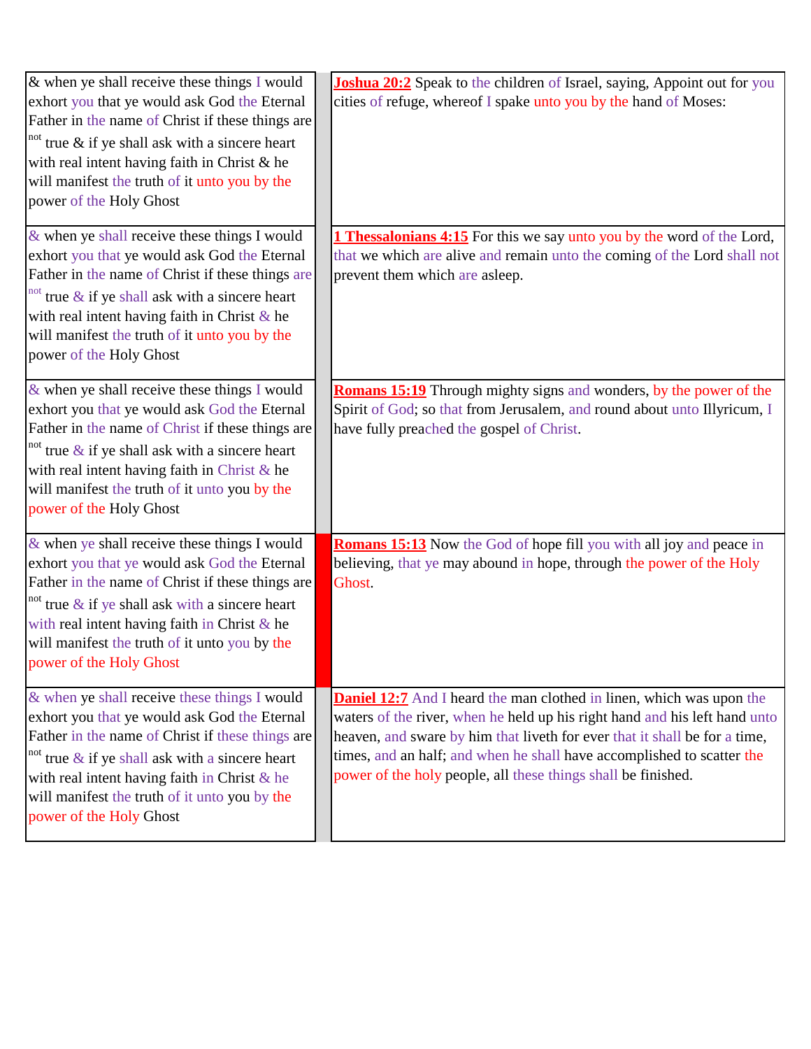| | | |
|---|---|---|
| & when ye shall receive these things I would exhort you that ye would ask God the Eternal Father in the name of Christ if these things are not true & if ye shall ask with a sincere heart with real intent having faith in Christ & he will manifest the truth of it unto you by the power of the Holy Ghost | | **Joshua 20:2** Speak to the children of Israel, saying, Appoint out for you cities of refuge, whereof I spake unto you by the hand of Moses: |
| & when ye shall receive these things I would exhort you that ye would ask God the Eternal Father in the name of Christ if these things are not true & if ye shall ask with a sincere heart with real intent having faith in Christ & he will manifest the truth of it unto you by the power of the Holy Ghost | | **1 Thessalonians 4:15** For this we say unto you by the word of the Lord, that we which are alive and remain unto the coming of the Lord shall not prevent them which are asleep. |
| & when ye shall receive these things I would exhort you that ye would ask God the Eternal Father in the name of Christ if these things are not true & if ye shall ask with a sincere heart with real intent having faith in Christ & he will manifest the truth of it unto you by the power of the Holy Ghost | | **Romans 15:19** Through mighty signs and wonders, by the power of the Spirit of God; so that from Jerusalem, and round about unto Illyricum, I have fully preached the gospel of Christ. |
| & when ye shall receive these things I would exhort you that ye would ask God the Eternal Father in the name of Christ if these things are not true & if ye shall ask with a sincere heart with real intent having faith in Christ & he will manifest the truth of it unto you by the power of the Holy Ghost | | **Romans 15:13** Now the God of hope fill you with all joy and peace in believing, that ye may abound in hope, through the power of the Holy Ghost. |
| & when ye shall receive these things I would exhort you that ye would ask God the Eternal Father in the name of Christ if these things are not true & if ye shall ask with a sincere heart with real intent having faith in Christ & he will manifest the truth of it unto you by the power of the Holy Ghost | | **Daniel 12:7** And I heard the man clothed in linen, which was upon the waters of the river, when he held up his right hand and his left hand unto heaven, and sware by him that liveth for ever that it shall be for a time, times, and an half; and when he shall have accomplished to scatter the power of the holy people, all these things shall be finished. |